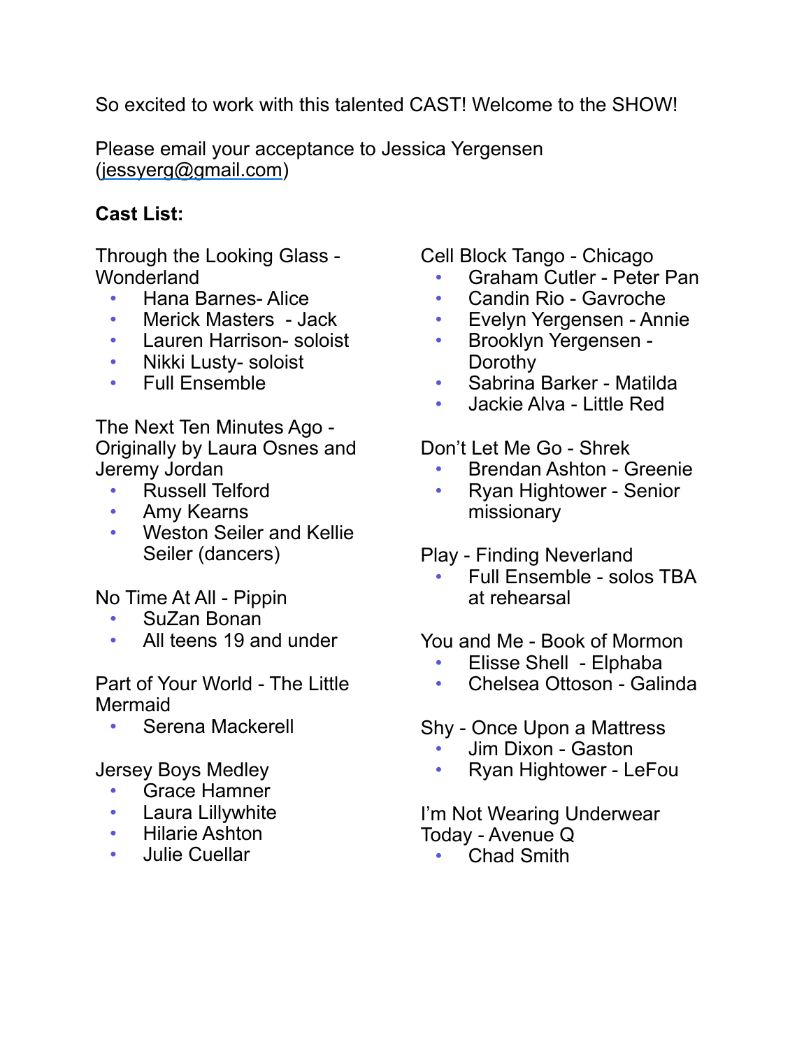So excited to work with this talented CAST! Welcome to the SHOW!

Please email your acceptance to Jessica Yergensen (jessyerg@gmail.com)

**Cast List:**

Through the Looking Glass - Wonderland

- Hana Barnes- Alice
- Merick Masters - Jack
- Lauren Harrison- soloist
- Nikki Lusty- soloist
- Full Ensemble

The Next Ten Minutes Ago - Originally by Laura Osnes and Jeremy Jordan

- Russell Telford
- Amy Kearns
- Weston Seiler and Kellie Seiler (dancers)

No Time At All - Pippin

- SuZan Bonan
- All teens 19 and under

Part of Your World - The Little Mermaid

- Serena Mackerell

Jersey Boys Medley

- Grace Hamner
- Laura Lillywhite
- Hilarie Ashton
- Julie Cuellar

Cell Block Tango - Chicago

- Graham Cutler - Peter Pan
- Candin Rio - Gavroche
- Evelyn Yergensen - Annie
- Brooklyn Yergensen - Dorothy
- Sabrina Barker - Matilda
- Jackie Alva - Little Red

Don't Let Me Go - Shrek

- Brendan Ashton - Greenie
- Ryan Hightower - Senior missionary

Play - Finding Neverland

- Full Ensemble - solos TBA at rehearsal

You and Me - Book of Mormon

- Elisse Shell - Elphaba
- Chelsea Ottoson - Galinda

Shy - Once Upon a Mattress

- Jim Dixon - Gaston
- Ryan Hightower - LeFou

I'm Not Wearing Underwear Today - Avenue Q

- Chad Smith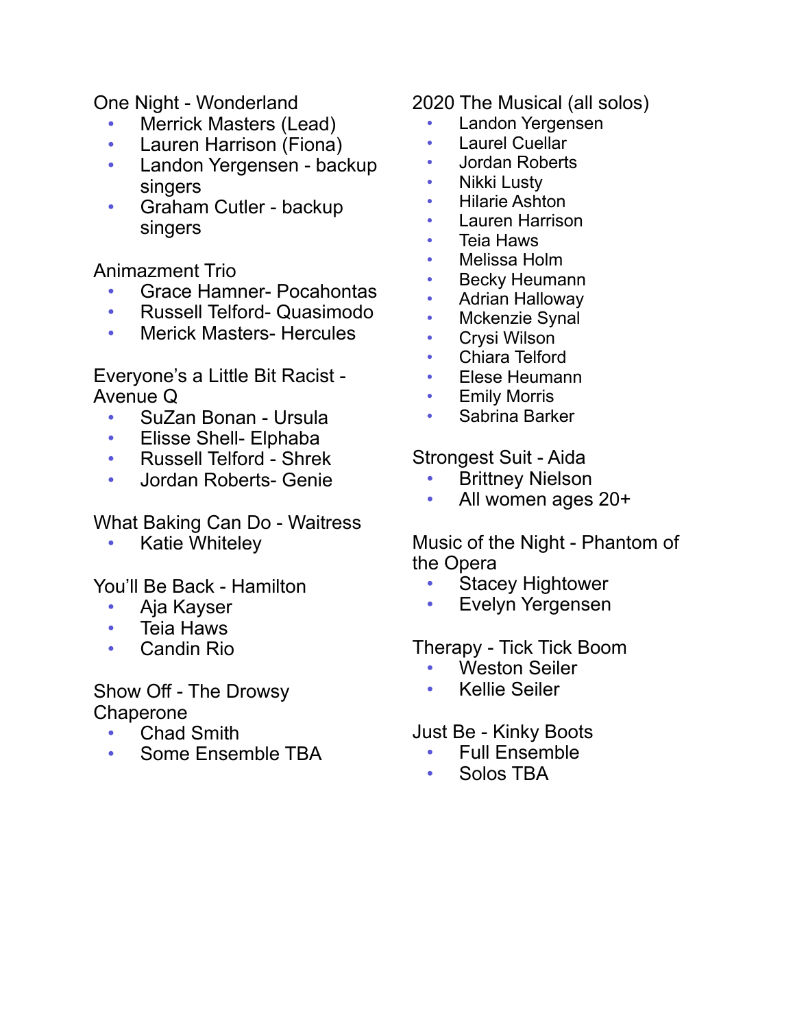One Night - Wonderland
- Merrick Masters (Lead)
- Lauren Harrison (Fiona)
- Landon Yergensen - backup singers
- Graham Cutler - backup singers

Animazment Trio
- Grace Hamner- Pocahontas
- Russell Telford- Quasimodo
- Merick Masters- Hercules

Everyone's a Little Bit Racist - Avenue Q
- SuZan Bonan - Ursula
- Elisse Shell- Elphaba
- Russell Telford - Shrek
- Jordan Roberts- Genie

What Baking Can Do - Waitress
- Katie Whiteley

You'll Be Back - Hamilton
- Aja Kayser
- Teia Haws
- Candin Rio

Show Off - The Drowsy Chaperone
- Chad Smith
- Some Ensemble TBA

2020 The Musical (all solos)
- Landon Yergensen
- Laurel Cuellar
- Jordan Roberts
- Nikki Lusty
- Hilarie Ashton
- Lauren Harrison
- Teia Haws
- Melissa Holm
- Becky Heumann
- Adrian Halloway
- Mckenzie Synal
- Crysi Wilson
- Chiara Telford
- Elese Heumann
- Emily Morris
- Sabrina Barker

Strongest Suit - Aida
- Brittney Nielson
- All women ages 20+

Music of the Night - Phantom of the Opera
- Stacey Hightower
- Evelyn Yergensen

Therapy - Tick Tick Boom
- Weston Seiler
- Kellie Seiler

Just Be - Kinky Boots
- Full Ensemble
- Solos TBA